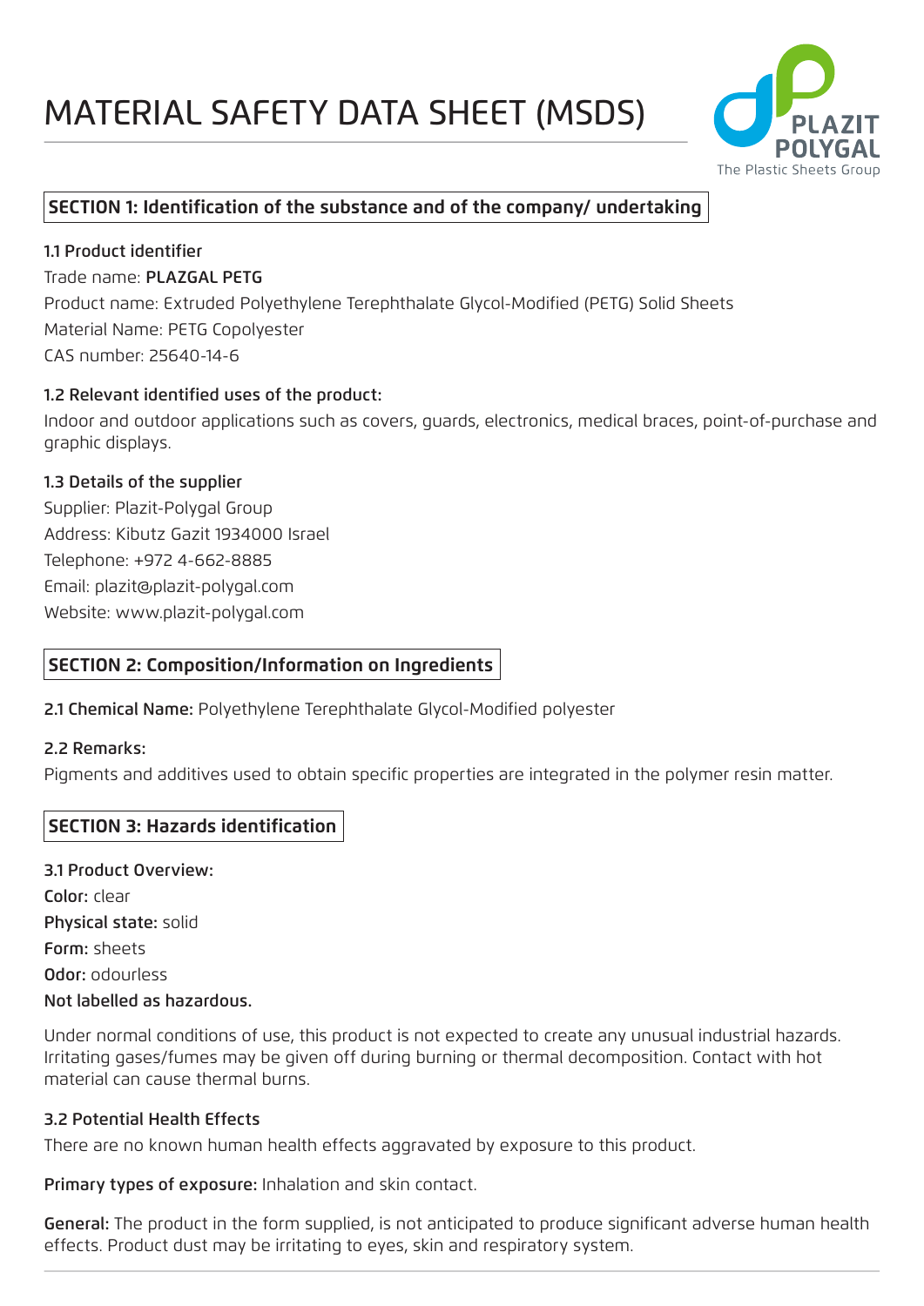# MATERIAL SAFETY DATA SHEET (MSDS)

PLAZIT POLYGAL
The Plastic Sheets Group

## SECTION 1: Identification of the substance and of the company/ undertaking

### 1.1 Product identifier

Trade name: **PLAZGAL PETG**
Product name: Extruded Polyethylene Terephthalate Glycol-Modified (PETG) Solid Sheets
Material Name: PETG Copolyester
CAS number: 25640-14-6

### 1.2 Relevant identified uses of the product:

Indoor and outdoor applications such as covers, guards, electronics, medical braces, point-of-purchase and graphic displays.

### 1.3 Details of the supplier

Supplier: Plazit-Polygal Group
Address: Kibutz Gazit 1934000 Israel
Telephone: +972 4-662-8885
Email: plazit@plazit-polygal.com
Website: www.plazit-polygal.com

## SECTION 2: Composition/Information on Ingredients

**2.1 Chemical Name:** Polyethylene Terephthalate Glycol-Modified polyester

**2.2 Remarks:**

Pigments and additives used to obtain specific properties are integrated in the polymer resin matter.

## SECTION 3: Hazards identification

**3.1 Product Overview:**
**Color:** clear
**Physical state:** solid
**Form:** sheets
**Odor:** odourless
**Not labelled as hazardous.**

Under normal conditions of use, this product is not expected to create any unusual industrial hazards. Irritating gases/fumes may be given off during burning or thermal decomposition. Contact with hot material can cause thermal burns.

### 3.2 Potential Health Effects

There are no known human health effects aggravated by exposure to this product.

**Primary types of exposure:** Inhalation and skin contact.

**General:** The product in the form supplied, is not anticipated to produce significant adverse human health effects. Product dust may be irritating to eyes, skin and respiratory system.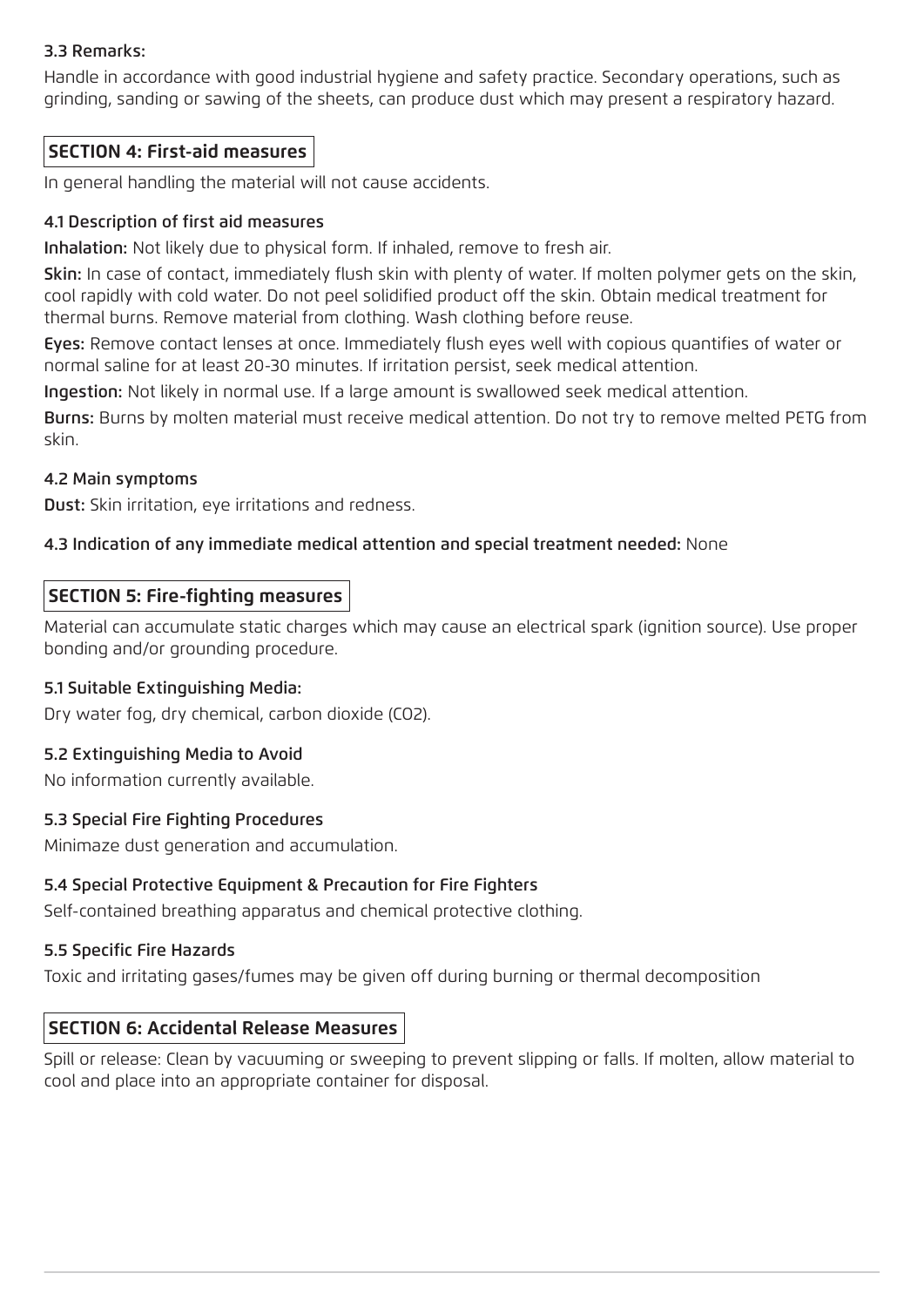### 3.3 Remarks:

Handle in accordance with good industrial hygiene and safety practice. Secondary operations, such as grinding, sanding or sawing of the sheets, can produce dust which may present a respiratory hazard.

## SECTION 4: First-aid measures

In general handling the material will not cause accidents.

### 4.1 Description of first aid measures

**Inhalation:** Not likely due to physical form. If inhaled, remove to fresh air.

**Skin:** In case of contact, immediately flush skin with plenty of water. If molten polymer gets on the skin, cool rapidly with cold water. Do not peel solidified product off the skin. Obtain medical treatment for thermal burns. Remove material from clothing. Wash clothing before reuse.

**Eyes:** Remove contact lenses at once. Immediately flush eyes well with copious quantifies of water or normal saline for at least 20-30 minutes. If irritation persist, seek medical attention.

**Ingestion:** Not likely in normal use. If a large amount is swallowed seek medical attention.

**Burns:** Burns by molten material must receive medical attention. Do not try to remove melted PETG from skin.

### 4.2 Main symptoms

**Dust:** Skin irritation, eye irritations and redness.

### 4.3 Indication of any immediate medical attention and special treatment needed: None

## SECTION 5: Fire-fighting measures

Material can accumulate static charges which may cause an electrical spark (ignition source). Use proper bonding and/or grounding procedure.

### 5.1 Suitable Extinguishing Media:

Dry water fog, dry chemical, carbon dioxide ($CO_2$).

### 5.2 Extinguishing Media to Avoid

No information currently available.

### 5.3 Special Fire Fighting Procedures

Minimaze dust generation and accumulation.

### 5.4 Special Protective Equipment & Precaution for Fire Fighters

Self-contained breathing apparatus and chemical protective clothing.

### 5.5 Specific Fire Hazards

Toxic and irritating gases/fumes may be given off during burning or thermal decomposition

## SECTION 6: Accidental Release Measures

Spill or release: Clean by vacuuming or sweeping to prevent slipping or falls. If molten, allow material to cool and place into an appropriate container for disposal.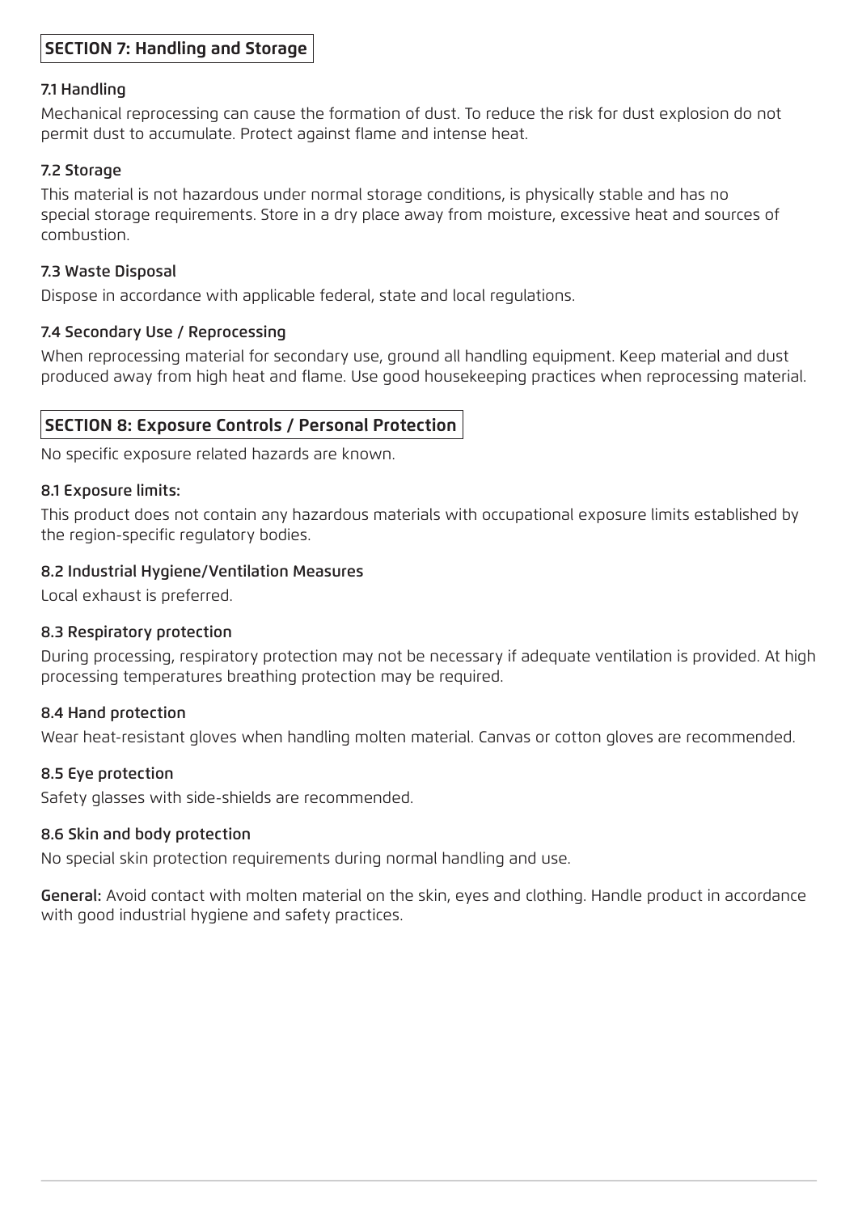## SECTION 7: Handling and Storage

### 7.1 Handling

Mechanical reprocessing can cause the formation of dust. To reduce the risk for dust explosion do not permit dust to accumulate. Protect against flame and intense heat.

### 7.2 Storage

This material is not hazardous under normal storage conditions, is physically stable and has no special storage requirements. Store in a dry place away from moisture, excessive heat and sources of combustion.

### 7.3 Waste Disposal

Dispose in accordance with applicable federal, state and local regulations.

### 7.4 Secondary Use / Reprocessing

When reprocessing material for secondary use, ground all handling equipment. Keep material and dust produced away from high heat and flame. Use good housekeeping practices when reprocessing material.

## SECTION 8: Exposure Controls / Personal Protection

No specific exposure related hazards are known.

### 8.1 Exposure limits:

This product does not contain any hazardous materials with occupational exposure limits established by the region-specific regulatory bodies.

### 8.2 Industrial Hygiene/Ventilation Measures

Local exhaust is preferred.

### 8.3 Respiratory protection

During processing, respiratory protection may not be necessary if adequate ventilation is provided. At high processing temperatures breathing protection may be required.

### 8.4 Hand protection

Wear heat-resistant gloves when handling molten material. Canvas or cotton gloves are recommended.

### 8.5 Eye protection

Safety glasses with side-shields are recommended.

### 8.6 Skin and body protection

No special skin protection requirements during normal handling and use.

**General:** Avoid contact with molten material on the skin, eyes and clothing. Handle product in accordance with good industrial hygiene and safety practices.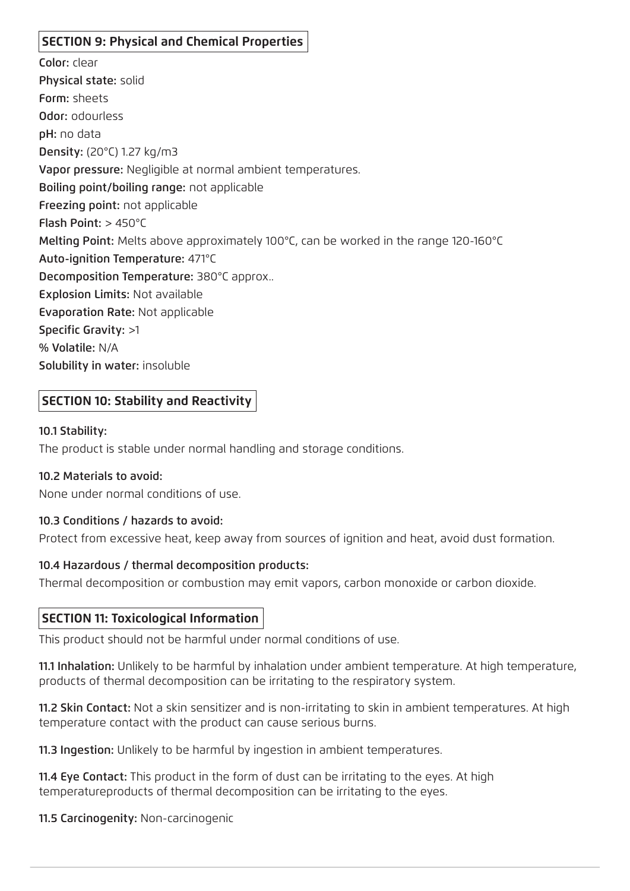## SECTION 9: Physical and Chemical Properties

**Color:** clear
**Physical state:** solid
**Form:** sheets
**Odor:** odourless
**pH:** no data
**Density:** (20°C) 1.27 kg/m3
**Vapor pressure:** Negligible at normal ambient temperatures.
**Boiling point/boiling range:** not applicable
**Freezing point:** not applicable
**Flash Point:** > 450°C
**Melting Point:** Melts above approximately 100°C, can be worked in the range 120-160°C
**Auto-ignition Temperature:** 471°C
**Decomposition Temperature:** 380°C approx..
**Explosion Limits:** Not available
**Evaporation Rate:** Not applicable
**Specific Gravity:** >1
**% Volatile:** N/A
**Solubility in water:** insoluble

## SECTION 10: Stability and Reactivity

### 10.1 Stability:

The product is stable under normal handling and storage conditions.

### 10.2 Materials to avoid:

None under normal conditions of use.

### 10.3 Conditions / hazards to avoid:

Protect from excessive heat, keep away from sources of ignition and heat, avoid dust formation.

### 10.4 Hazardous / thermal decomposition products:

Thermal decomposition or combustion may emit vapors, carbon monoxide or carbon dioxide.

## SECTION 11: Toxicological Information

This product should not be harmful under normal conditions of use.

**11.1 Inhalation:** Unlikely to be harmful by inhalation under ambient temperature. At high temperature, products of thermal decomposition can be irritating to the respiratory system.

**11.2 Skin Contact:** Not a skin sensitizer and is non-irritating to skin in ambient temperatures. At high temperature contact with the product can cause serious burns.

**11.3 Ingestion:** Unlikely to be harmful by ingestion in ambient temperatures.

**11.4 Eye Contact:** This product in the form of dust can be irritating to the eyes. At high temperatureproducts of thermal decomposition can be irritating to the eyes.

**11.5 Carcinogenity:** Non-carcinogenic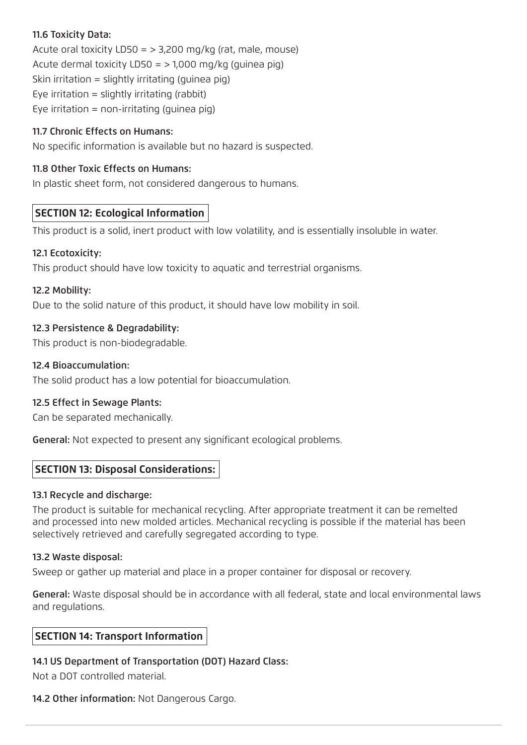### 11.6 Toxicity Data:

Acute oral toxicity LD50 = > 3,200 mg/kg (rat, male, mouse)
Acute dermal toxicity LD50 = > 1,000 mg/kg (guinea pig)
Skin irritation = slightly irritating (guinea pig)
Eye irritation = slightly irritating (rabbit)
Eye irritation = non-irritating (guinea pig)

### 11.7 Chronic Effects on Humans:

No specific information is available but no hazard is suspected.

### 11.8 Other Toxic Effects on Humans:

In plastic sheet form, not considered dangerous to humans.

## SECTION 12: Ecological Information

This product is a solid, inert product with low volatility, and is essentially insoluble in water.

### 12.1 Ecotoxicity:

This product should have low toxicity to aquatic and terrestrial organisms.

### 12.2 Mobility:

Due to the solid nature of this product, it should have low mobility in soil.

### 12.3 Persistence & Degradability:

This product is non-biodegradable.

### 12.4 Bioaccumulation:

The solid product has a low potential for bioaccumulation.

### 12.5 Effect in Sewage Plants:

Can be separated mechanically.

**General:** Not expected to present any significant ecological problems.

## SECTION 13: Disposal Considerations:

### 13.1 Recycle and discharge:

The product is suitable for mechanical recycling. After appropriate treatment it can be remelted and processed into new molded articles. Mechanical recycling is possible if the material has been selectively retrieved and carefully segregated according to type.

### 13.2 Waste disposal:

Sweep or gather up material and place in a proper container for disposal or recovery.

**General:** Waste disposal should be in accordance with all federal, state and local environmental laws and regulations.

## SECTION 14: Transport Information

### 14.1 US Department of Transportation (DOT) Hazard Class:

Not a DOT controlled material.

**14.2 Other information:** Not Dangerous Cargo.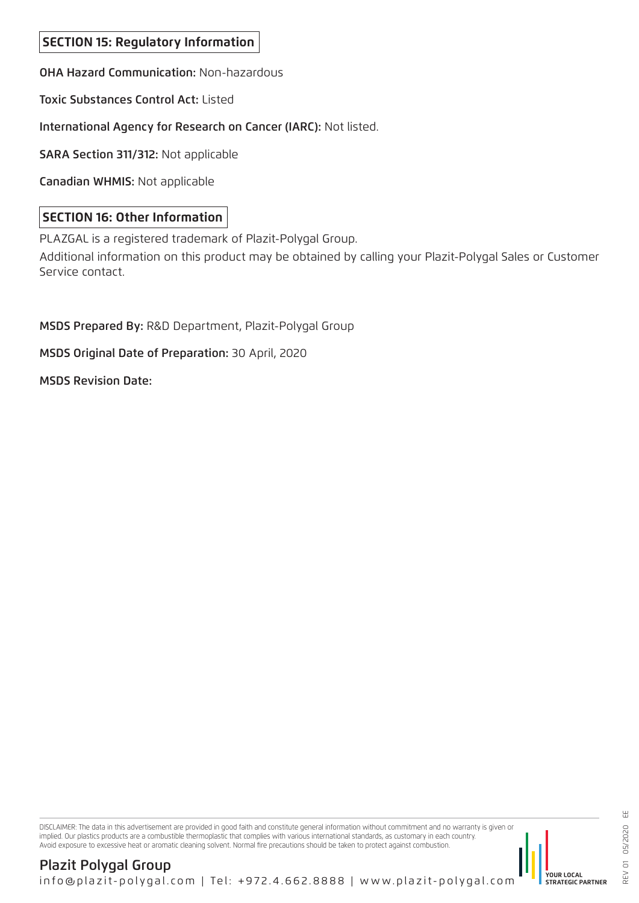## SECTION 15: Regulatory Information

**OHA Hazard Communication:** Non-hazardous

**Toxic Substances Control Act:** Listed

**International Agency for Research on Cancer (IARC):** Not listed.

**SARA Section 311/312:** Not applicable

**Canadian WHMIS:** Not applicable

## SECTION 16: Other Information

PLAZGAL is a registered trademark of Plazit-Polygal Group.

Additional information on this product may be obtained by calling your Plazit-Polygal Sales or Customer Service contact.

**MSDS Prepared By:** R&D Department, Plazit-Polygal Group

**MSDS Original Date of Preparation:** 30 April, 2020

**MSDS Revision Date:**

DISCLAIMER: The data in this advertisement are provided in good faith and constitute general information without commitment and no warranty is given or implied. Our plastics products are a combustible thermoplastic that complies with various international standards, as customary in each country. Avoid exposure to excessive heat or aromatic cleaning solvent. Normal fire precautions should be taken to protect against combustion.

**Plazit Polygal Group**
info@plazit-polygal.com | Tel: +972.4.662.8888 | www.plazit-polygal.com

YOUR LOCAL STRATEGIC PARTNER

REV 01 05/2020 EE